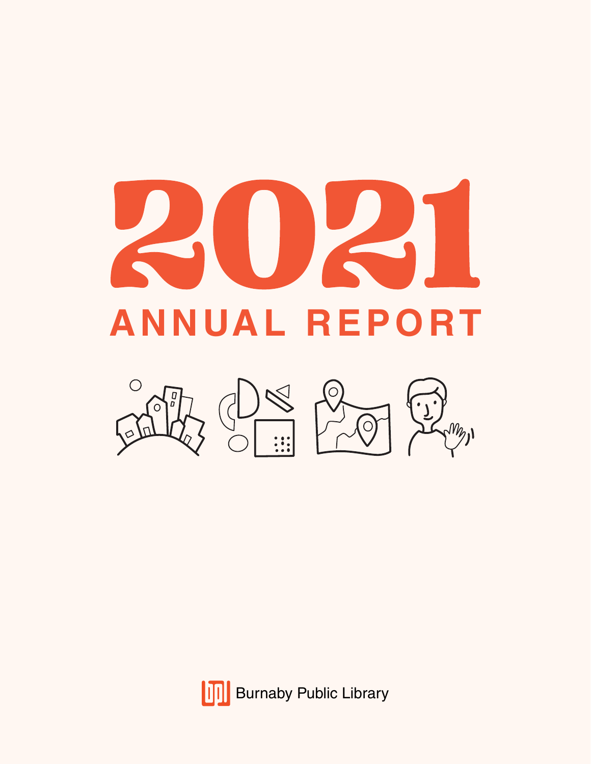# 2021

## ANNUAL REPORT

Burnaby Public Library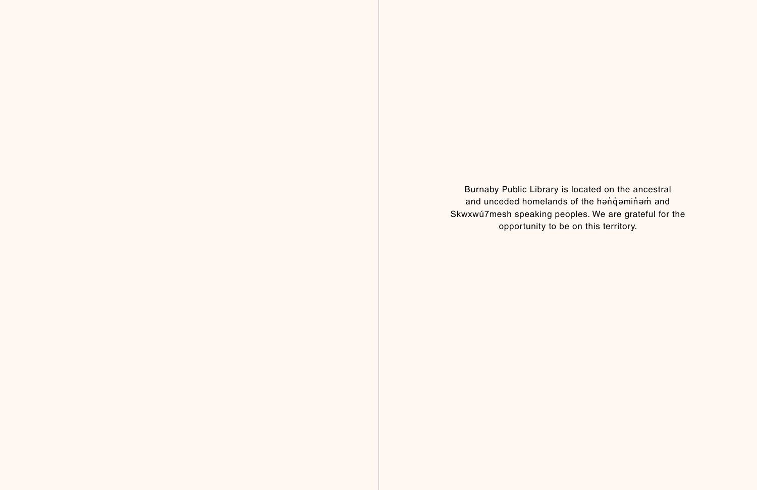Burnaby Public Library is located on the ancestral and unceded homelands of the hən̓q̓əmin̓əm̓ and Skwxwú7mesh speaking peoples. We are grateful for the opportunity to be on this territory.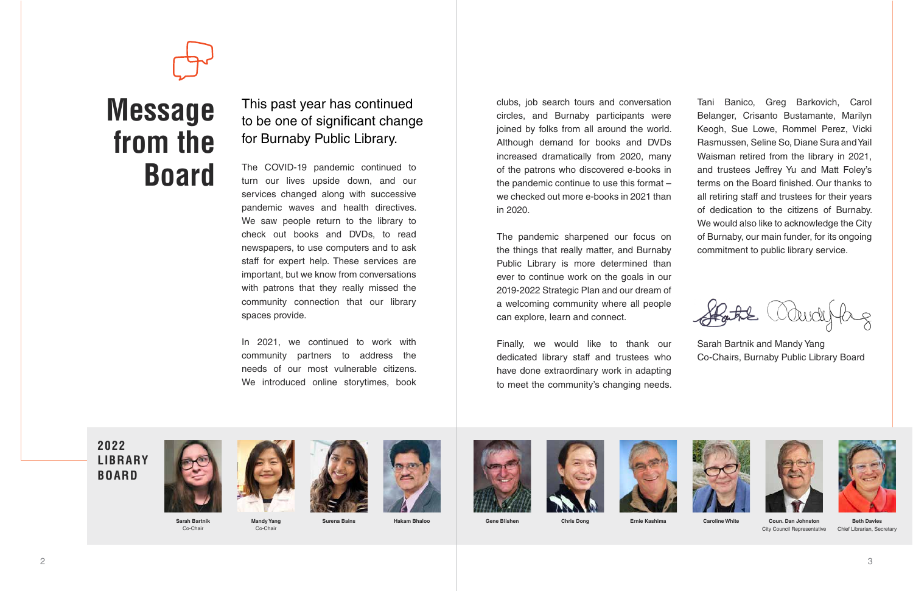# Message from the Board

## This past year has continued to be one of significant change for Burnaby Public Library.

The COVID-19 pandemic continued to turn our lives upside down, and our services changed along with successive pandemic waves and health directives. We saw people return to the library to check out books and DVDs, to read newspapers, to use computers and to ask staff for expert help. These services are important, but we know from conversations with patrons that they really missed the community connection that our library spaces provide.

In 2021, we continued to work with community partners to address the needs of our most vulnerable citizens. We introduced online storytimes, book clubs, job search tours and conversation circles, and Burnaby participants were joined by folks from all around the world. Although demand for books and DVDs increased dramatically from 2020, many of the patrons who discovered e-books in the pandemic continue to use this format – we checked out more e-books in 2021 than in 2020.

The pandemic sharpened our focus on the things that really matter, and Burnaby Public Library is more determined than ever to continue work on the goals in our 2019-2022 Strategic Plan and our dream of a welcoming community where all people can explore, learn and connect.

Finally, we would like to thank our dedicated library staff and trustees who have done extraordinary work in adapting to meet the community's changing needs. Tani Banico, Greg Barkovich, Carol Belanger, Crisanto Bustamante, Marilyn Keogh, Sue Lowe, Rommel Perez, Vicki Rasmussen, Seline So, Diane Sura and Yail Waisman retired from the library in 2021, and trustees Jeffrey Yu and Matt Foley's terms on the Board finished. Our thanks to all retiring staff and trustees for their years of dedication to the citizens of Burnaby. We would also like to acknowledge the City of Burnaby, our main funder, for its ongoing commitment to public library service.

Sarah Bartnik and Mandy Yang
Co-Chairs, Burnaby Public Library Board

## 2022 Library Board

- **Sarah Bartnik** — Co-Chair
- **Mandy Yang** — Co-Chair
- **Surena Bains**
- **Hakam Bhaloo**
- **Gene Blishen**
- **Chris Dong**
- **Ernie Kashima**
- **Caroline White**
- **Coun. Dan Johnston** — City Council Representative
- **Beth Davies** — Chief Librarian, Secretary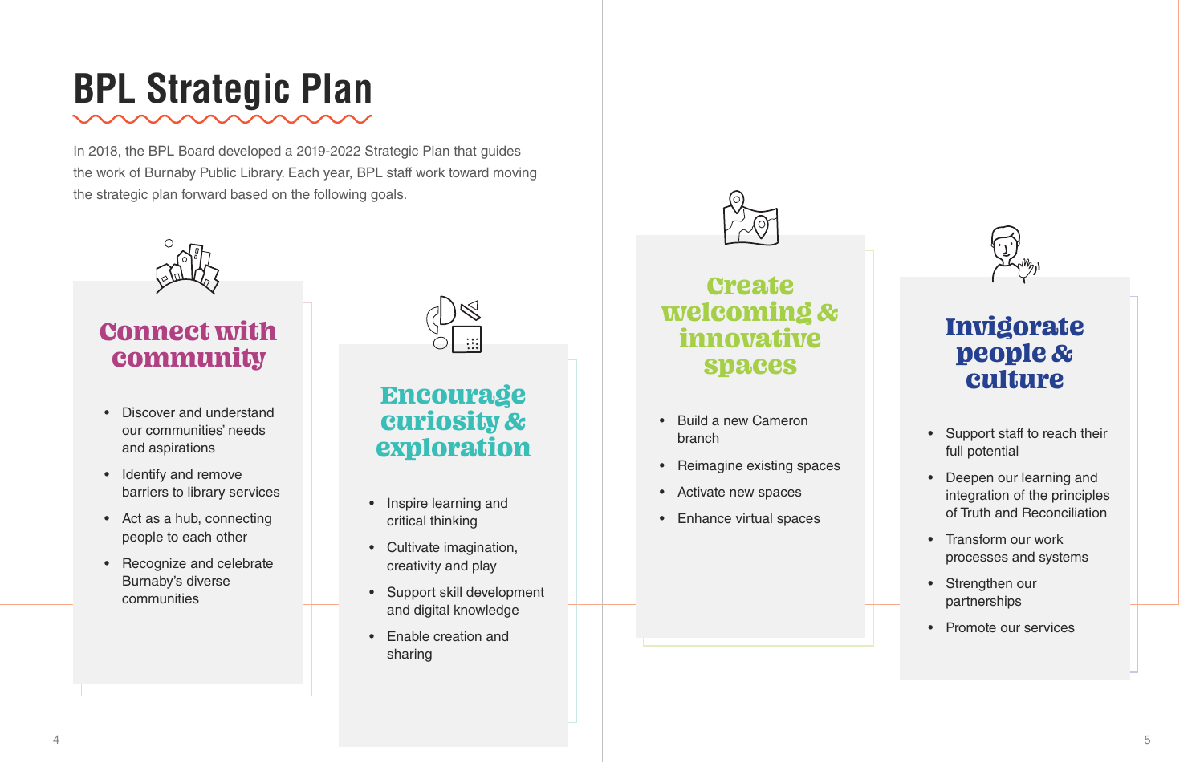# BPL Strategic Plan

In 2018, the BPL Board developed a 2019-2022 Strategic Plan that guides the work of Burnaby Public Library. Each year, BPL staff work toward moving the strategic plan forward based on the following goals.

## Connect with community

- Discover and understand our communities' needs and aspirations
- Identify and remove barriers to library services
- Act as a hub, connecting people to each other
- Recognize and celebrate Burnaby's diverse communities

## Encourage curiosity & exploration

- Inspire learning and critical thinking
- Cultivate imagination, creativity and play
- Support skill development and digital knowledge
- Enable creation and sharing

## Create welcoming & innovative spaces

- Build a new Cameron branch
- Reimagine existing spaces
- Activate new spaces
- Enhance virtual spaces

## Invigorate people & culture

- Support staff to reach their full potential
- Deepen our learning and integration of the principles of Truth and Reconciliation
- Transform our work processes and systems
- Strengthen our partnerships
- Promote our services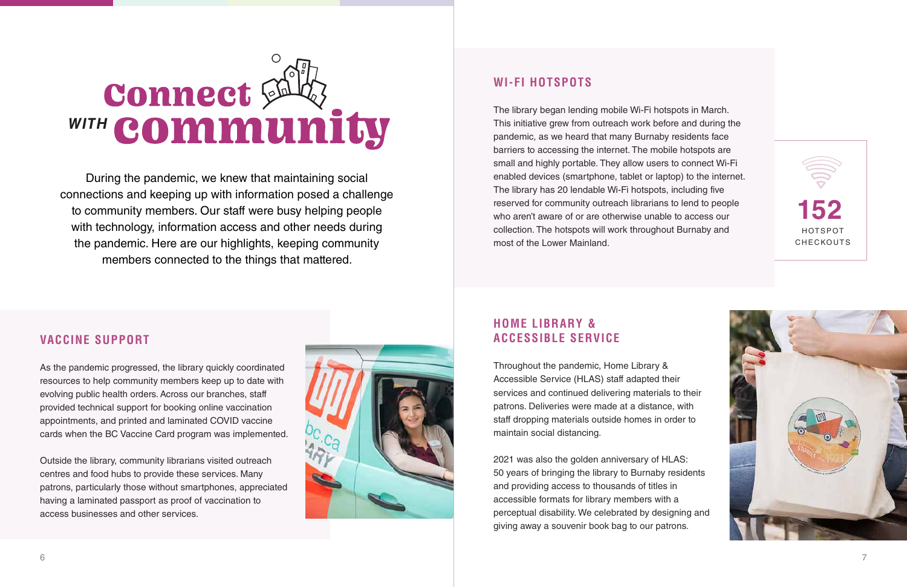# Connect *WITH* community

During the pandemic, we knew that maintaining social connections and keeping up with information posed a challenge to community members. Our staff were busy helping people with technology, information access and other needs during the pandemic. Here are our highlights, keeping community members connected to the things that mattered.

## VACCINE SUPPORT

As the pandemic progressed, the library quickly coordinated resources to help community members keep up to date with evolving public health orders. Across our branches, staff provided technical support for booking online vaccination appointments, and printed and laminated COVID vaccine cards when the BC Vaccine Card program was implemented.

Outside the library, community librarians visited outreach centres and food hubs to provide these services. Many patrons, particularly those without smartphones, appreciated having a laminated passport as proof of vaccination to access businesses and other services.

## WI-FI HOTSPOTS

The library began lending mobile Wi-Fi hotspots in March. This initiative grew from outreach work before and during the pandemic, as we heard that many Burnaby residents face barriers to accessing the internet. The mobile hotspots are small and highly portable. They allow users to connect Wi-Fi enabled devices (smartphone, tablet or laptop) to the internet. The library has 20 lendable Wi-Fi hotspots, including five reserved for community outreach librarians to lend to people who aren't aware of or are otherwise unable to access our collection. The hotspots will work throughout Burnaby and most of the Lower Mainland.

**152** HOTSPOT CHECKOUTS

## HOME LIBRARY & ACCESSIBLE SERVICE

Throughout the pandemic, Home Library & Accessible Service (HLAS) staff adapted their services and continued delivering materials to their patrons. Deliveries were made at a distance, with staff dropping materials outside homes in order to maintain social distancing.

2021 was also the golden anniversary of HLAS: 50 years of bringing the library to Burnaby residents and providing access to thousands of titles in accessible formats for library members with a perceptual disability. We celebrated by designing and giving away a souvenir book bag to our patrons.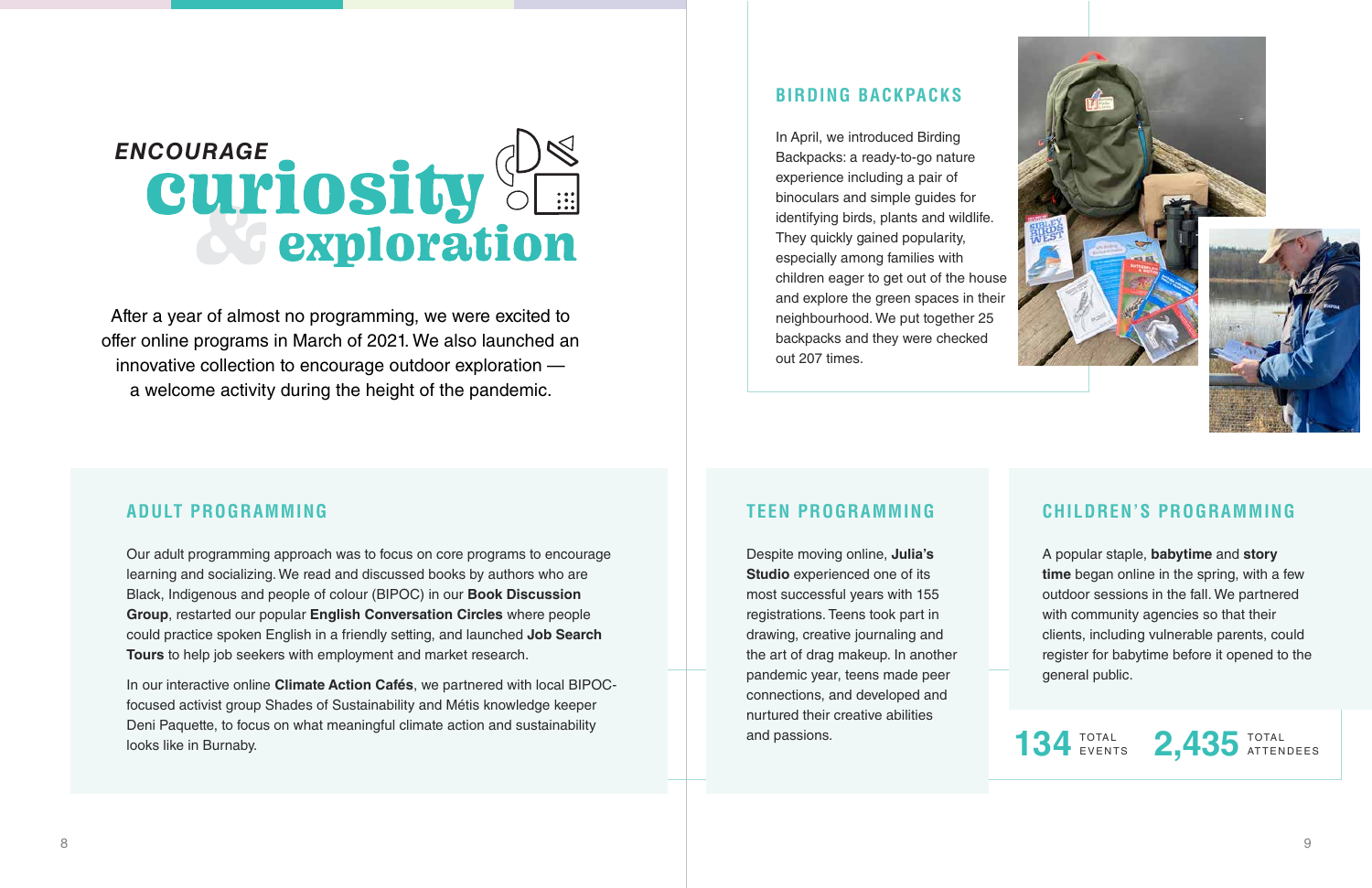# ENCOURAGE curiosity & exploration

After a year of almost no programming, we were excited to offer online programs in March of 2021. We also launched an innovative collection to encourage outdoor exploration — a welcome activity during the height of the pandemic.

## ADULT PROGRAMMING

Our adult programming approach was to focus on core programs to encourage learning and socializing. We read and discussed books by authors who are Black, Indigenous and people of colour (BIPOC) in our **Book Discussion Group**, restarted our popular **English Conversation Circles** where people could practice spoken English in a friendly setting, and launched **Job Search Tours** to help job seekers with employment and market research.

In our interactive online **Climate Action Cafés**, we partnered with local BIPOC-focused activist group Shades of Sustainability and Métis knowledge keeper Deni Paquette, to focus on what meaningful climate action and sustainability looks like in Burnaby.

## BIRDING BACKPACKS

In April, we introduced Birding Backpacks: a ready-to-go nature experience including a pair of binoculars and simple guides for identifying birds, plants and wildlife. They quickly gained popularity, especially among families with children eager to get out of the house and explore the green spaces in their neighbourhood. We put together 25 backpacks and they were checked out 207 times.

## TEEN PROGRAMMING

Despite moving online, **Julia's Studio** experienced one of its most successful years with 155 registrations. Teens took part in drawing, creative journaling and the art of drag makeup. In another pandemic year, teens made peer connections, and developed and nurtured their creative abilities and passions.

## CHILDREN'S PROGRAMMING

A popular staple, **babytime** and **story time** began online in the spring, with a few outdoor sessions in the fall. We partnered with community agencies so that their clients, including vulnerable parents, could register for babytime before it opened to the general public.

**134** TOTAL EVENTS

**2,435** TOTAL ATTENDEES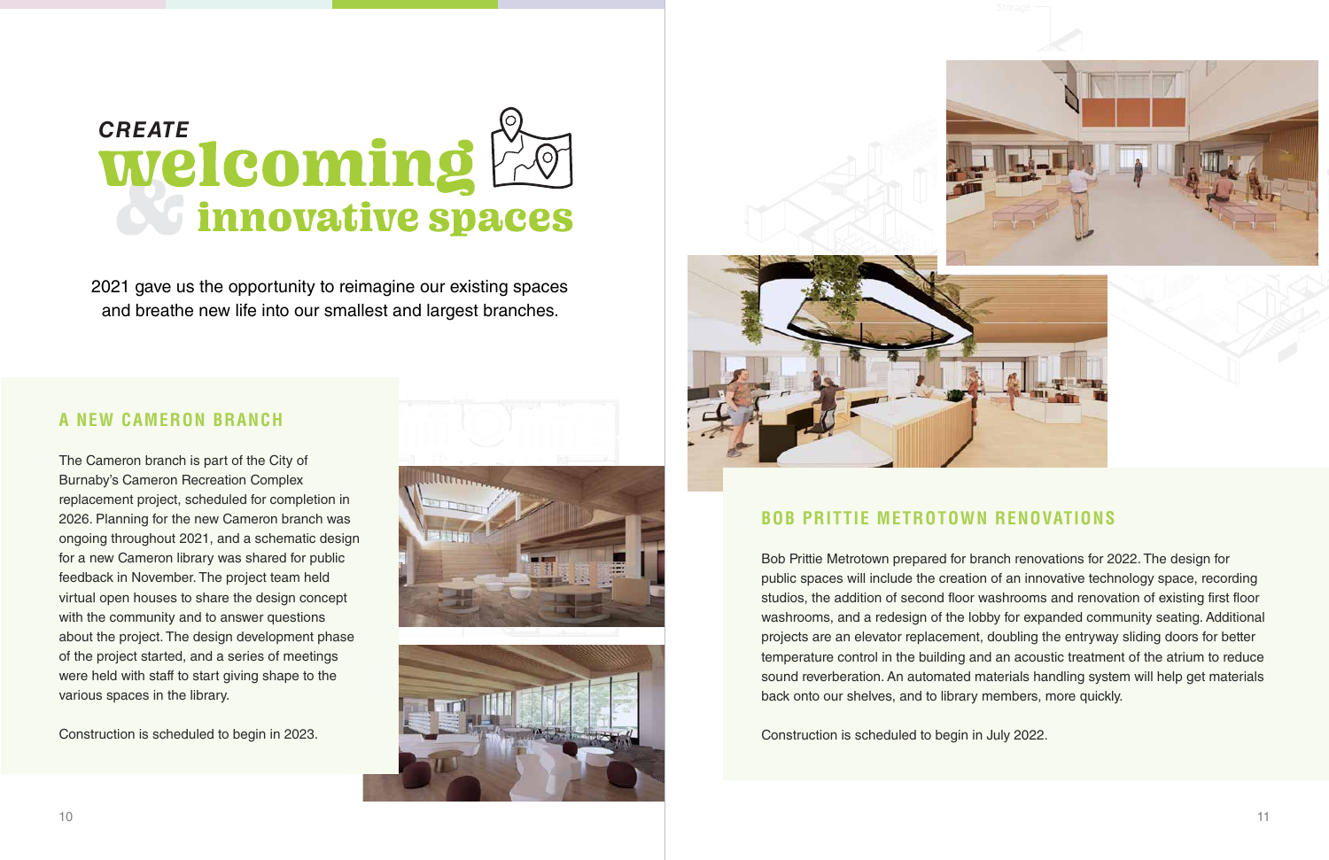# CREATE welcoming & innovative spaces

2021 gave us the opportunity to reimagine our existing spaces and breathe new life into our smallest and largest branches.

## A NEW CAMERON BRANCH

The Cameron branch is part of the City of Burnaby's Cameron Recreation Complex replacement project, scheduled for completion in 2026. Planning for the new Cameron branch was ongoing throughout 2021, and a schematic design for a new Cameron library was shared for public feedback in November. The project team held virtual open houses to share the design concept with the community and to answer questions about the project. The design development phase of the project started, and a series of meetings were held with staff to start giving shape to the various spaces in the library.

Construction is scheduled to begin in 2023.

## BOB PRITTIE METROTOWN RENOVATIONS

Bob Prittie Metrotown prepared for branch renovations for 2022. The design for public spaces will include the creation of an innovative technology space, recording studios, the addition of second floor washrooms and renovation of existing first floor washrooms, and a redesign of the lobby for expanded community seating. Additional projects are an elevator replacement, doubling the entryway sliding doors for better temperature control in the building and an acoustic treatment of the atrium to reduce sound reverberation. An automated materials handling system will help get materials back onto our shelves, and to library members, more quickly.

Construction is scheduled to begin in July 2022.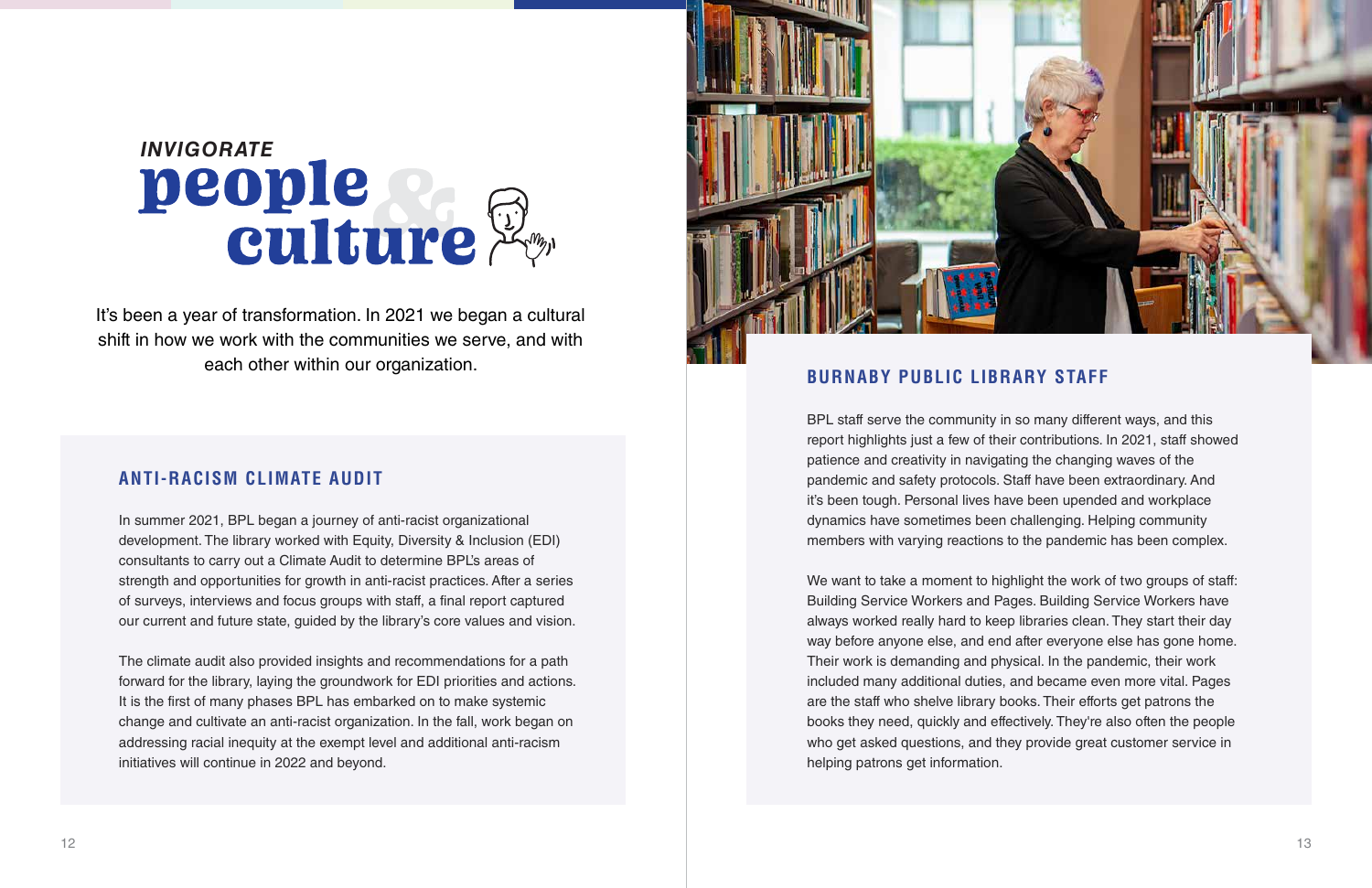# INVIGORATE people & culture

It's been a year of transformation. In 2021 we began a cultural shift in how we work with the communities we serve, and with each other within our organization.

## ANTI-RACISM CLIMATE AUDIT

In summer 2021, BPL began a journey of anti-racist organizational development. The library worked with Equity, Diversity & Inclusion (EDI) consultants to carry out a Climate Audit to determine BPL's areas of strength and opportunities for growth in anti-racist practices. After a series of surveys, interviews and focus groups with staff, a final report captured our current and future state, guided by the library's core values and vision.

The climate audit also provided insights and recommendations for a path forward for the library, laying the groundwork for EDI priorities and actions. It is the first of many phases BPL has embarked on to make systemic change and cultivate an anti-racist organization. In the fall, work began on addressing racial inequity at the exempt level and additional anti-racism initiatives will continue in 2022 and beyond.

## BURNABY PUBLIC LIBRARY STAFF

BPL staff serve the community in so many different ways, and this report highlights just a few of their contributions. In 2021, staff showed patience and creativity in navigating the changing waves of the pandemic and safety protocols. Staff have been extraordinary. And it's been tough. Personal lives have been upended and workplace dynamics have sometimes been challenging. Helping community members with varying reactions to the pandemic has been complex.

We want to take a moment to highlight the work of two groups of staff: Building Service Workers and Pages. Building Service Workers have always worked really hard to keep libraries clean. They start their day way before anyone else, and end after everyone else has gone home. Their work is demanding and physical. In the pandemic, their work included many additional duties, and became even more vital. Pages are the staff who shelve library books. Their efforts get patrons the books they need, quickly and effectively. They're also often the people who get asked questions, and they provide great customer service in helping patrons get information.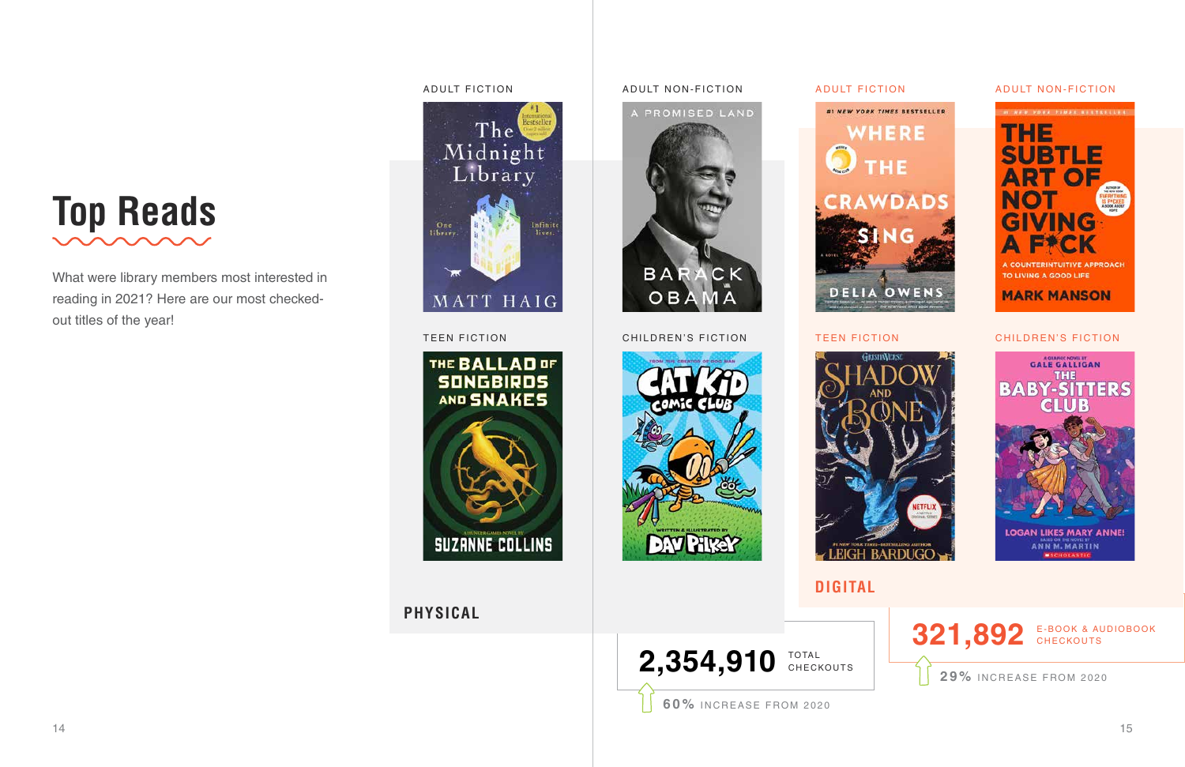# Top Reads

What were library members most interested in reading in 2021? Here are our most checked-out titles of the year!

## PHYSICAL

**ADULT FICTION**
The Midnight Library — Matt Haig

**ADULT NON-FICTION**
A Promised Land — Barack Obama

**TEEN FICTION**
The Ballad of Songbirds and Snakes — Suzanne Collins

**CHILDREN'S FICTION**
Cat Kid Comic Club — Dav Pilkey

**2,354,910** TOTAL CHECKOUTS

**60%** INCREASE FROM 2020

## DIGITAL

**ADULT FICTION**
Where the Crawdads Sing — Delia Owens

**ADULT NON-FICTION**
The Subtle Art of Not Giving a F*ck — Mark Manson

**TEEN FICTION**
Shadow and Bone — Leigh Bardugo

**CHILDREN'S FICTION**
The Baby-Sitters Club: Logan Likes Mary Anne! — Gale Galligan

**321,892** E-BOOK & AUDIOBOOK CHECKOUTS

**29%** INCREASE FROM 2020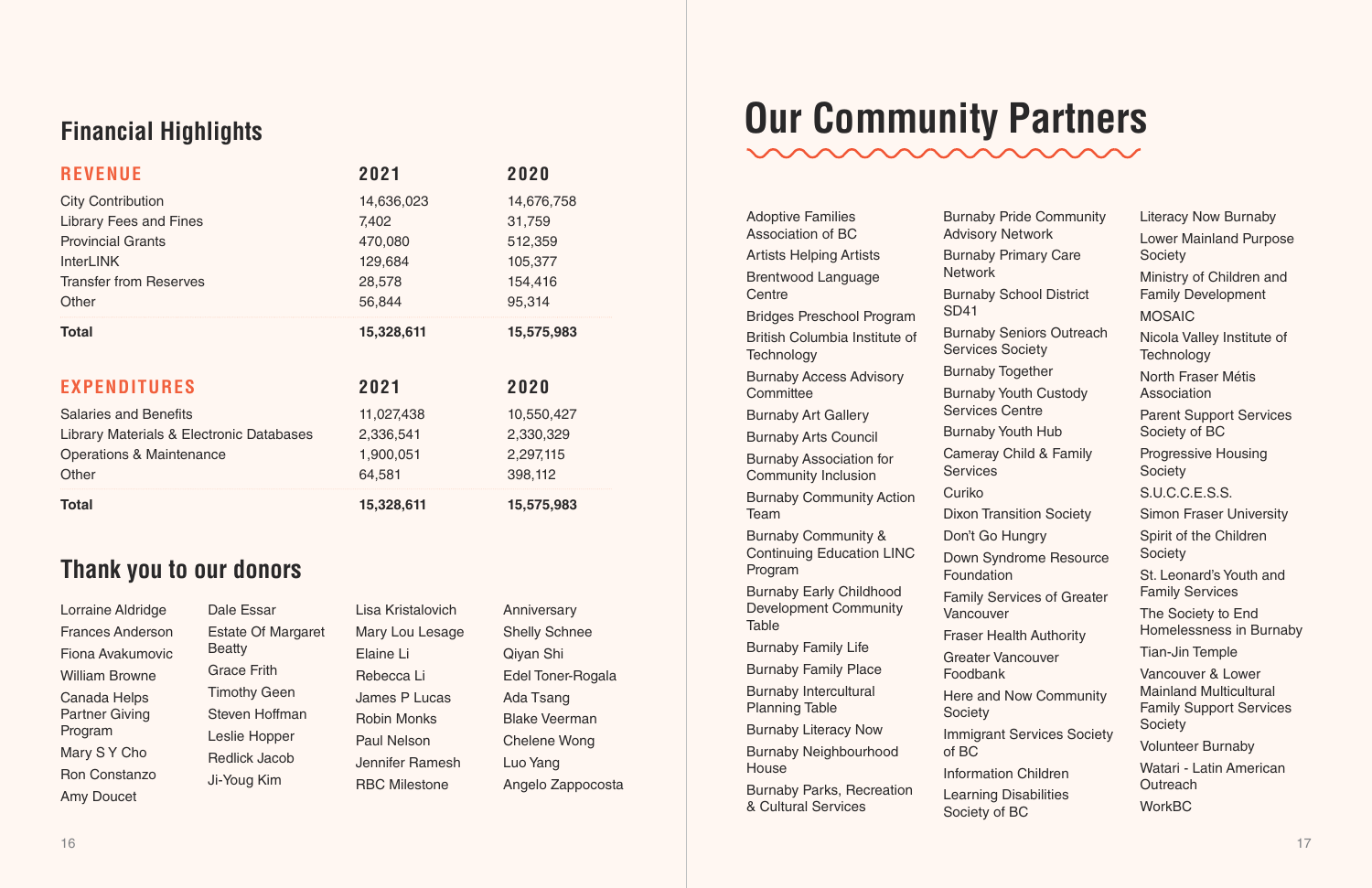## Financial Highlights

| REVENUE | 2021 | 2020 |
|---|---|---|
| City Contribution | 14,636,023 | 14,676,758 |
| Library Fees and Fines | 7,402 | 31,759 |
| Provincial Grants | 470,080 | 512,359 |
| InterLINK | 129,684 | 105,377 |
| Transfer from Reserves | 28,578 | 154,416 |
| Other | 56,844 | 95,314 |
| **Total** | **15,328,611** | **15,575,983** |

| EXPENDITURES | 2021 | 2020 |
|---|---|---|
| Salaries and Benefits | 11,027,438 | 10,550,427 |
| Library Materials & Electronic Databases | 2,336,541 | 2,330,329 |
| Operations & Maintenance | 1,900,051 | 2,297,115 |
| Other | 64,581 | 398,112 |
| **Total** | **15,328,611** | **15,575,983** |

## Thank you to our donors

Lorraine Aldridge
Frances Anderson
Fiona Avakumovic
William Browne
Canada Helps Partner Giving Program
Mary S Y Cho
Ron Constanzo
Amy Doucet
Dale Essar
Estate Of Margaret Beatty
Grace Frith
Timothy Geen
Steven Hoffman
Leslie Hopper
Redlick Jacob
Ji-Youg Kim
Lisa Kristalovich
Mary Lou Lesage
Elaine Li
Rebecca Li
James P Lucas
Robin Monks
Paul Nelson
Jennifer Ramesh
RBC Milestone
Anniversary
Shelly Schnee
Qiyan Shi
Edel Toner-Rogala
Ada Tsang
Blake Veerman
Chelene Wong
Luo Yang
Angelo Zappocosta

# Our Community Partners

Adoptive Families Association of BC
Artists Helping Artists
Brentwood Language Centre
Bridges Preschool Program
British Columbia Institute of Technology
Burnaby Access Advisory Committee
Burnaby Art Gallery
Burnaby Arts Council
Burnaby Association for Community Inclusion
Burnaby Community Action Team
Burnaby Community & Continuing Education LINC Program
Burnaby Early Childhood Development Community Table
Burnaby Family Life
Burnaby Family Place
Burnaby Intercultural Planning Table
Burnaby Literacy Now
Burnaby Neighbourhood House
Burnaby Parks, Recreation & Cultural Services
Burnaby Pride Community Advisory Network
Burnaby Primary Care Network
Burnaby School District SD41
Burnaby Seniors Outreach Services Society
Burnaby Together
Burnaby Youth Custody Services Centre
Burnaby Youth Hub
Cameray Child & Family Services
Curiko
Dixon Transition Society
Don't Go Hungry
Down Syndrome Resource Foundation
Family Services of Greater Vancouver
Fraser Health Authority
Greater Vancouver Foodbank
Here and Now Community Society
Immigrant Services Society of BC
Information Children
Learning Disabilities Society of BC
Literacy Now Burnaby
Lower Mainland Purpose Society
Ministry of Children and Family Development
MOSAIC
Nicola Valley Institute of Technology
North Fraser Métis Association
Parent Support Services Society of BC
Progressive Housing Society
S.U.C.C.E.S.S.
Simon Fraser University
Spirit of the Children Society
St. Leonard's Youth and Family Services
The Society to End Homelessness in Burnaby
Tian-Jin Temple
Vancouver & Lower Mainland Multicultural Family Support Services Society
Volunteer Burnaby
Watari - Latin American Outreach
WorkBC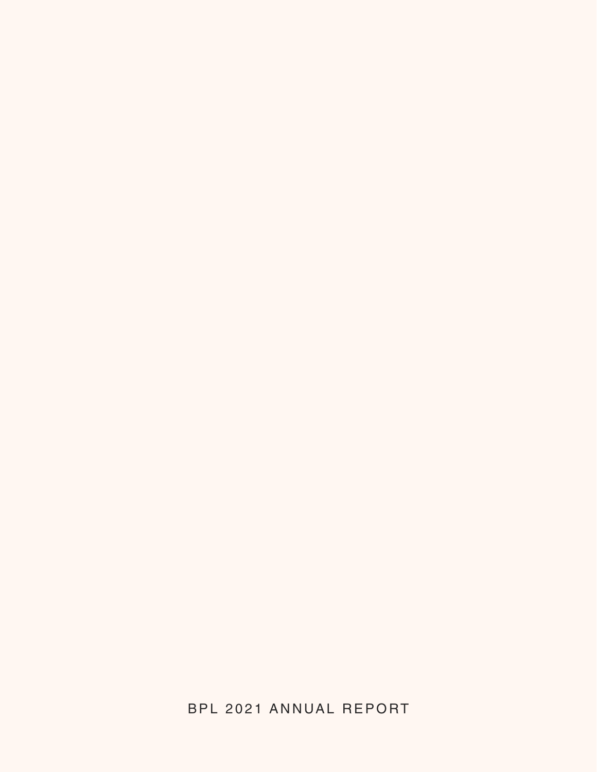BPL 2021 ANNUAL REPORT